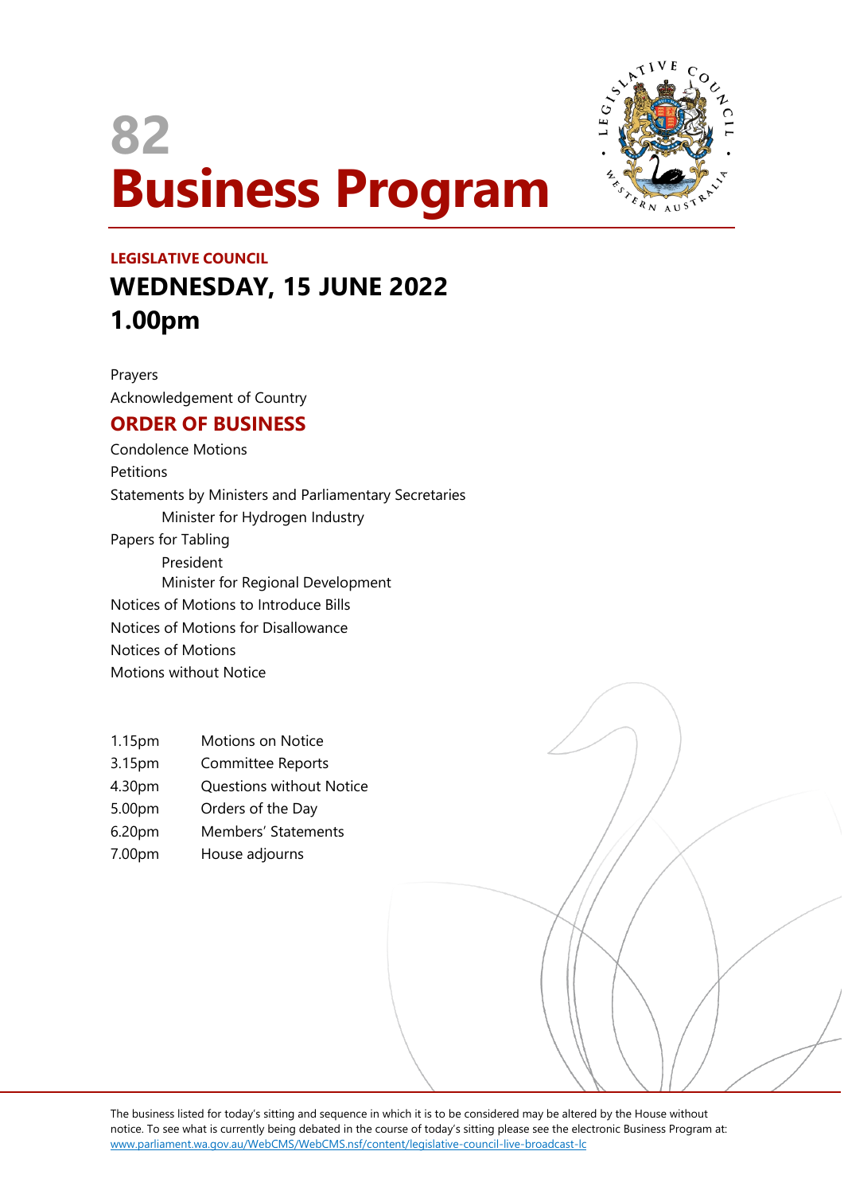# 82
# Business Program

**LEGISLATIVE COUNCIL**

## WEDNESDAY, 15 JUNE 2022
## 1.00pm

Prayers

Acknowledgement of Country

## ORDER OF BUSINESS

Condolence Motions

Petitions

Statements by Ministers and Parliamentary Secretaries

  Minister for Hydrogen Industry

Papers for Tabling

  President

  Minister for Regional Development

Notices of Motions to Introduce Bills

Notices of Motions for Disallowance

Notices of Motions

Motions without Notice

| | |
|---|---|
| 1.15pm | Motions on Notice |
| 3.15pm | Committee Reports |
| 4.30pm | Questions without Notice |
| 5.00pm | Orders of the Day |
| 6.20pm | Members' Statements |
| 7.00pm | House adjourns |

The business listed for today's sitting and sequence in which it is to be considered may be altered by the House without notice. To see what is currently being debated in the course of today's sitting please see the electronic Business Program at: www.parliament.wa.gov.au/WebCMS/WebCMS.nsf/content/legislative-council-live-broadcast-lc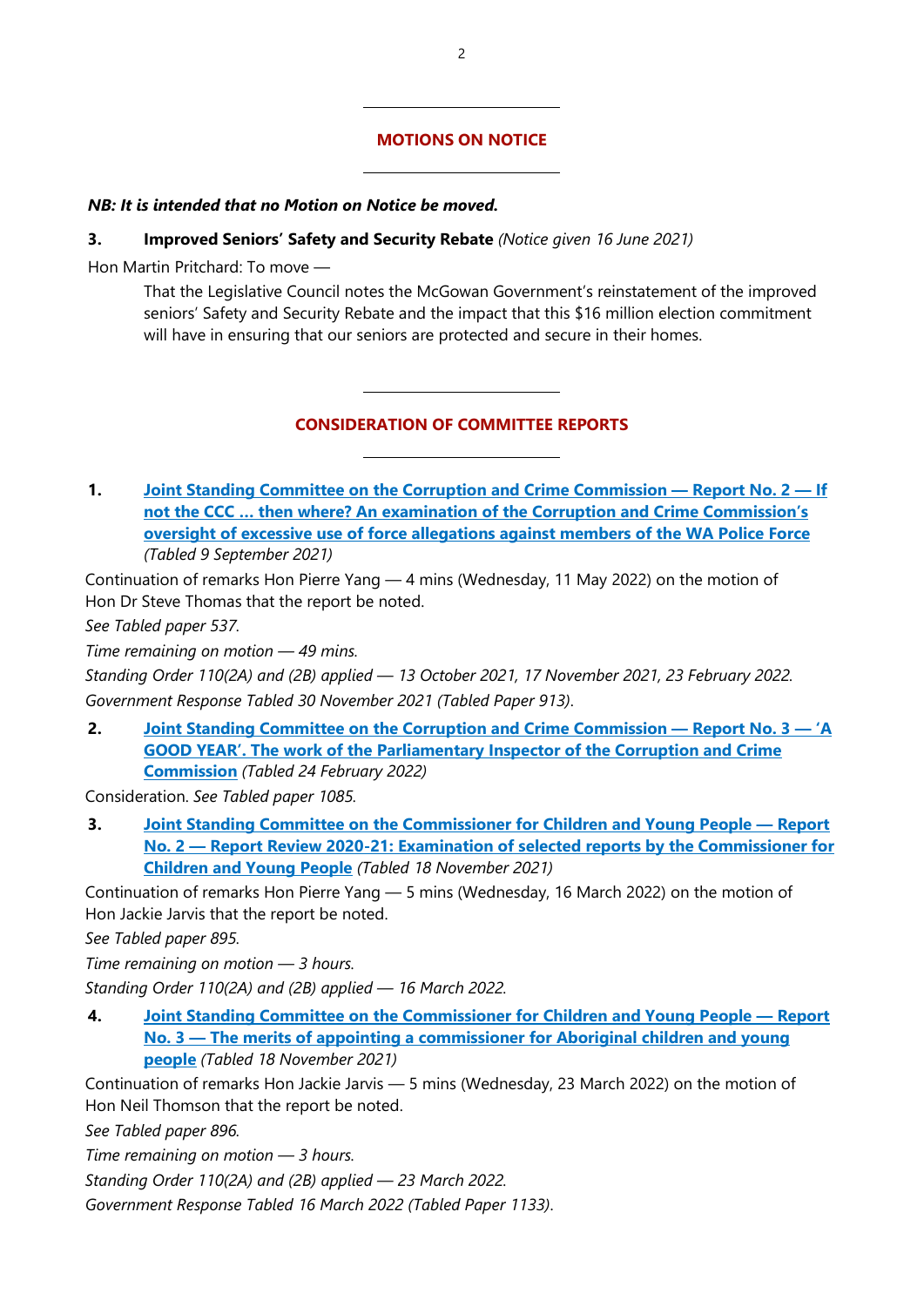## MOTIONS ON NOTICE

***NB: It is intended that no Motion on Notice be moved.***

**3. Improved Seniors' Safety and Security Rebate** *(Notice given 16 June 2021)*

Hon Martin Pritchard: To move —

> That the Legislative Council notes the McGowan Government's reinstatement of the improved seniors' Safety and Security Rebate and the impact that this $16 million election commitment will have in ensuring that our seniors are protected and secure in their homes.

## CONSIDERATION OF COMMITTEE REPORTS

**1. Joint Standing Committee on the Corruption and Crime Commission — Report No. 2 — If not the CCC … then where? An examination of the Corruption and Crime Commission's oversight of excessive use of force allegations against members of the WA Police Force** *(Tabled 9 September 2021)*

Continuation of remarks Hon Pierre Yang — 4 mins (Wednesday, 11 May 2022) on the motion of Hon Dr Steve Thomas that the report be noted.

*See Tabled paper 537.*

*Time remaining on motion — 49 mins.*

*Standing Order 110(2A) and (2B) applied — 13 October 2021, 17 November 2021, 23 February 2022.*

*Government Response Tabled 30 November 2021 (Tabled Paper 913).*

**2. Joint Standing Committee on the Corruption and Crime Commission — Report No. 3 — 'A GOOD YEAR'. The work of the Parliamentary Inspector of the Corruption and Crime Commission** *(Tabled 24 February 2022)*

Consideration. *See Tabled paper 1085.*

**3. Joint Standing Committee on the Commissioner for Children and Young People — Report No. 2 — Report Review 2020-21: Examination of selected reports by the Commissioner for Children and Young People** *(Tabled 18 November 2021)*

Continuation of remarks Hon Pierre Yang — 5 mins (Wednesday, 16 March 2022) on the motion of Hon Jackie Jarvis that the report be noted.

*See Tabled paper 895.*

*Time remaining on motion — 3 hours.*

*Standing Order 110(2A) and (2B) applied — 16 March 2022.*

**4. Joint Standing Committee on the Commissioner for Children and Young People — Report No. 3 — The merits of appointing a commissioner for Aboriginal children and young people** *(Tabled 18 November 2021)*

Continuation of remarks Hon Jackie Jarvis — 5 mins (Wednesday, 23 March 2022) on the motion of Hon Neil Thomson that the report be noted.

*See Tabled paper 896.*

*Time remaining on motion — 3 hours.*

*Standing Order 110(2A) and (2B) applied — 23 March 2022.*

*Government Response Tabled 16 March 2022 (Tabled Paper 1133).*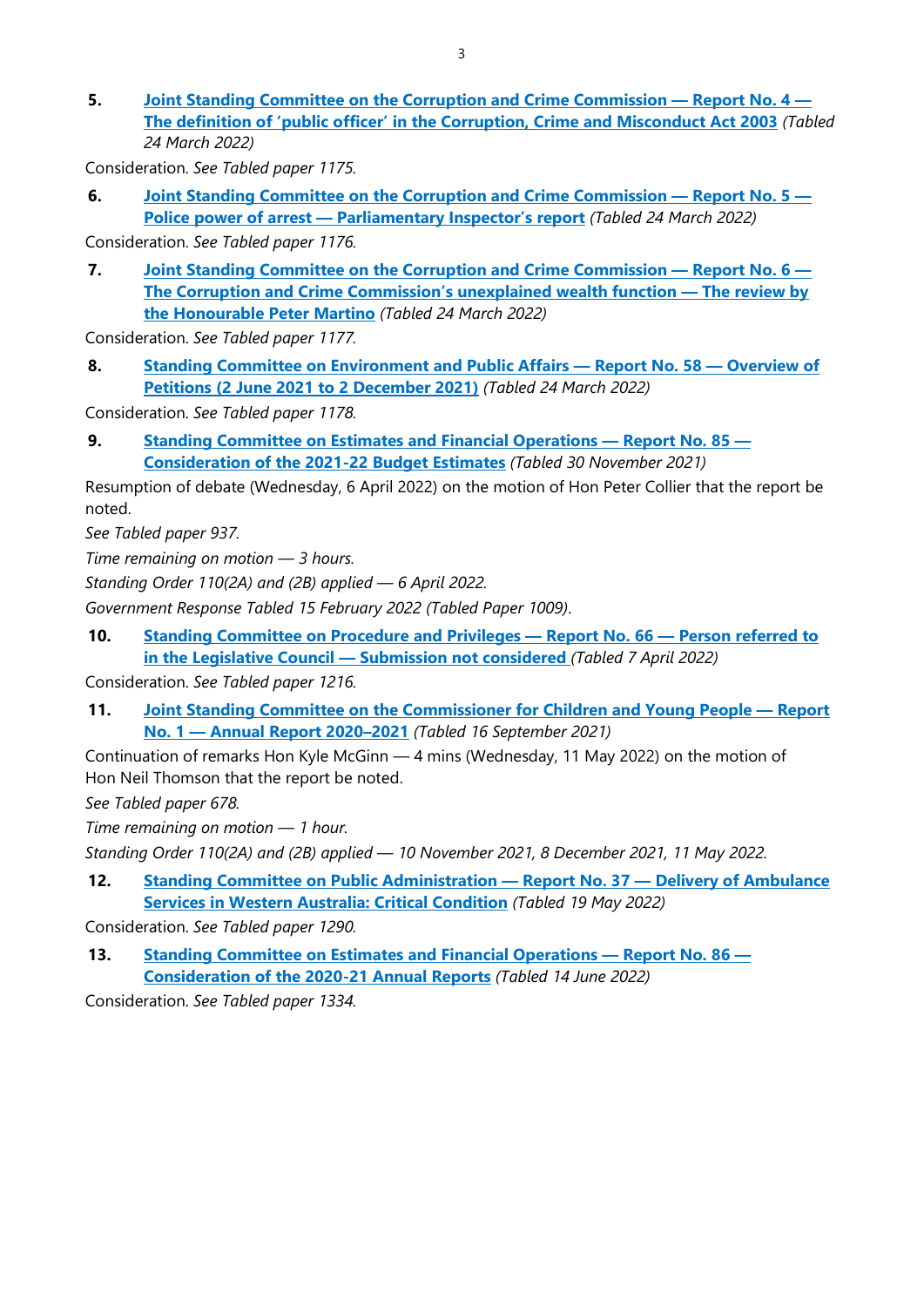5. **Joint Standing Committee on the Corruption and Crime Commission — Report No. 4 — The definition of 'public officer' in the Corruption, Crime and Misconduct Act 2003** *(Tabled 24 March 2022)*

Consideration. *See Tabled paper 1175.*

6. **Joint Standing Committee on the Corruption and Crime Commission — Report No. 5 — Police power of arrest — Parliamentary Inspector's report** *(Tabled 24 March 2022)*

Consideration. *See Tabled paper 1176.*

7. **Joint Standing Committee on the Corruption and Crime Commission — Report No. 6 — The Corruption and Crime Commission's unexplained wealth function — The review by the Honourable Peter Martino** *(Tabled 24 March 2022)*

Consideration. *See Tabled paper 1177.*

8. **Standing Committee on Environment and Public Affairs — Report No. 58 — Overview of Petitions (2 June 2021 to 2 December 2021)** *(Tabled 24 March 2022)*

Consideration. *See Tabled paper 1178.*

9. **Standing Committee on Estimates and Financial Operations — Report No. 85 — Consideration of the 2021-22 Budget Estimates** *(Tabled 30 November 2021)*

Resumption of debate (Wednesday, 6 April 2022) on the motion of Hon Peter Collier that the report be noted.

*See Tabled paper 937.*

*Time remaining on motion — 3 hours.*

*Standing Order 110(2A) and (2B) applied — 6 April 2022.*

*Government Response Tabled 15 February 2022 (Tabled Paper 1009).*

10. **Standing Committee on Procedure and Privileges — Report No. 66 — Person referred to in the Legislative Council — Submission not considered** *(Tabled 7 April 2022)*

Consideration. *See Tabled paper 1216.*

11. **Joint Standing Committee on the Commissioner for Children and Young People — Report No. 1 — Annual Report 2020–2021** *(Tabled 16 September 2021)*

Continuation of remarks Hon Kyle McGinn — 4 mins (Wednesday, 11 May 2022) on the motion of Hon Neil Thomson that the report be noted.

*See Tabled paper 678.*

*Time remaining on motion — 1 hour.*

*Standing Order 110(2A) and (2B) applied — 10 November 2021, 8 December 2021, 11 May 2022.*

12. **Standing Committee on Public Administration — Report No. 37 — Delivery of Ambulance Services in Western Australia: Critical Condition** *(Tabled 19 May 2022)*

Consideration. *See Tabled paper 1290.*

13. **Standing Committee on Estimates and Financial Operations — Report No. 86 — Consideration of the 2020-21 Annual Reports** *(Tabled 14 June 2022)*

Consideration. *See Tabled paper 1334.*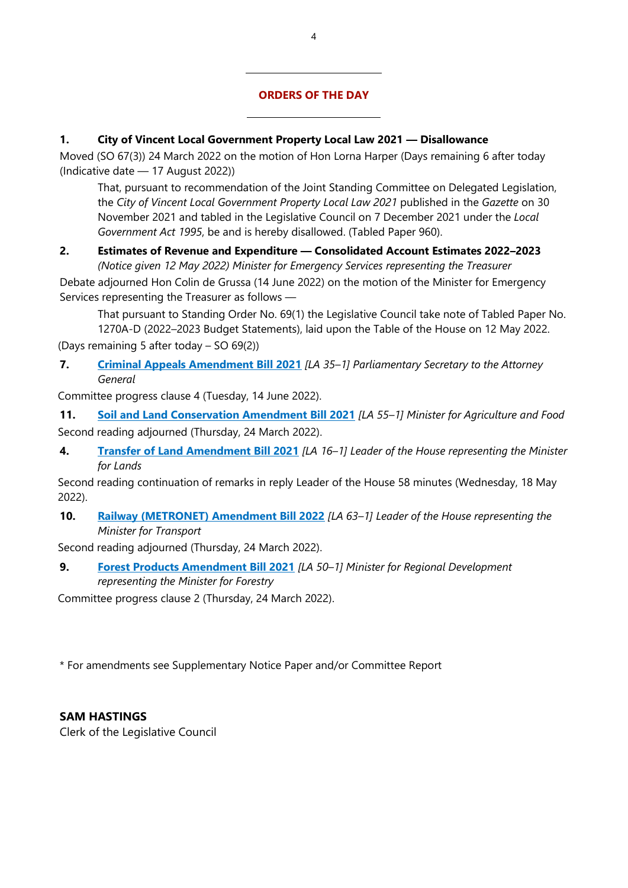## ORDERS OF THE DAY

**1. City of Vincent Local Government Property Local Law 2021 — Disallowance**

Moved (SO 67(3)) 24 March 2022 on the motion of Hon Lorna Harper (Days remaining 6 after today (Indicative date — 17 August 2022))

> That, pursuant to recommendation of the Joint Standing Committee on Delegated Legislation, the *City of Vincent Local Government Property Local Law 2021* published in the *Gazette* on 30 November 2021 and tabled in the Legislative Council on 7 December 2021 under the *Local Government Act 1995*, be and is hereby disallowed. (Tabled Paper 960).

**2. Estimates of Revenue and Expenditure — Consolidated Account Estimates 2022–2023**
*(Notice given 12 May 2022) Minister for Emergency Services representing the Treasurer*

Debate adjourned Hon Colin de Grussa (14 June 2022) on the motion of the Minister for Emergency Services representing the Treasurer as follows —

> That pursuant to Standing Order No. 69(1) the Legislative Council take note of Tabled Paper No. 1270A-D (2022–2023 Budget Statements), laid upon the Table of the House on 12 May 2022.

(Days remaining 5 after today – SO 69(2))

**7. Criminal Appeals Amendment Bill 2021** *[LA 35–1] Parliamentary Secretary to the Attorney General*

Committee progress clause 4 (Tuesday, 14 June 2022).

**11. Soil and Land Conservation Amendment Bill 2021** *[LA 55–1] Minister for Agriculture and Food*

Second reading adjourned (Thursday, 24 March 2022).

**4. Transfer of Land Amendment Bill 2021** *[LA 16–1] Leader of the House representing the Minister for Lands*

Second reading continuation of remarks in reply Leader of the House 58 minutes (Wednesday, 18 May 2022).

**10. Railway (METRONET) Amendment Bill 2022** *[LA 63–1] Leader of the House representing the Minister for Transport*

Second reading adjourned (Thursday, 24 March 2022).

**9. Forest Products Amendment Bill 2021** *[LA 50–1] Minister for Regional Development representing the Minister for Forestry*

Committee progress clause 2 (Thursday, 24 March 2022).

\* For amendments see Supplementary Notice Paper and/or Committee Report

**SAM HASTINGS**
Clerk of the Legislative Council